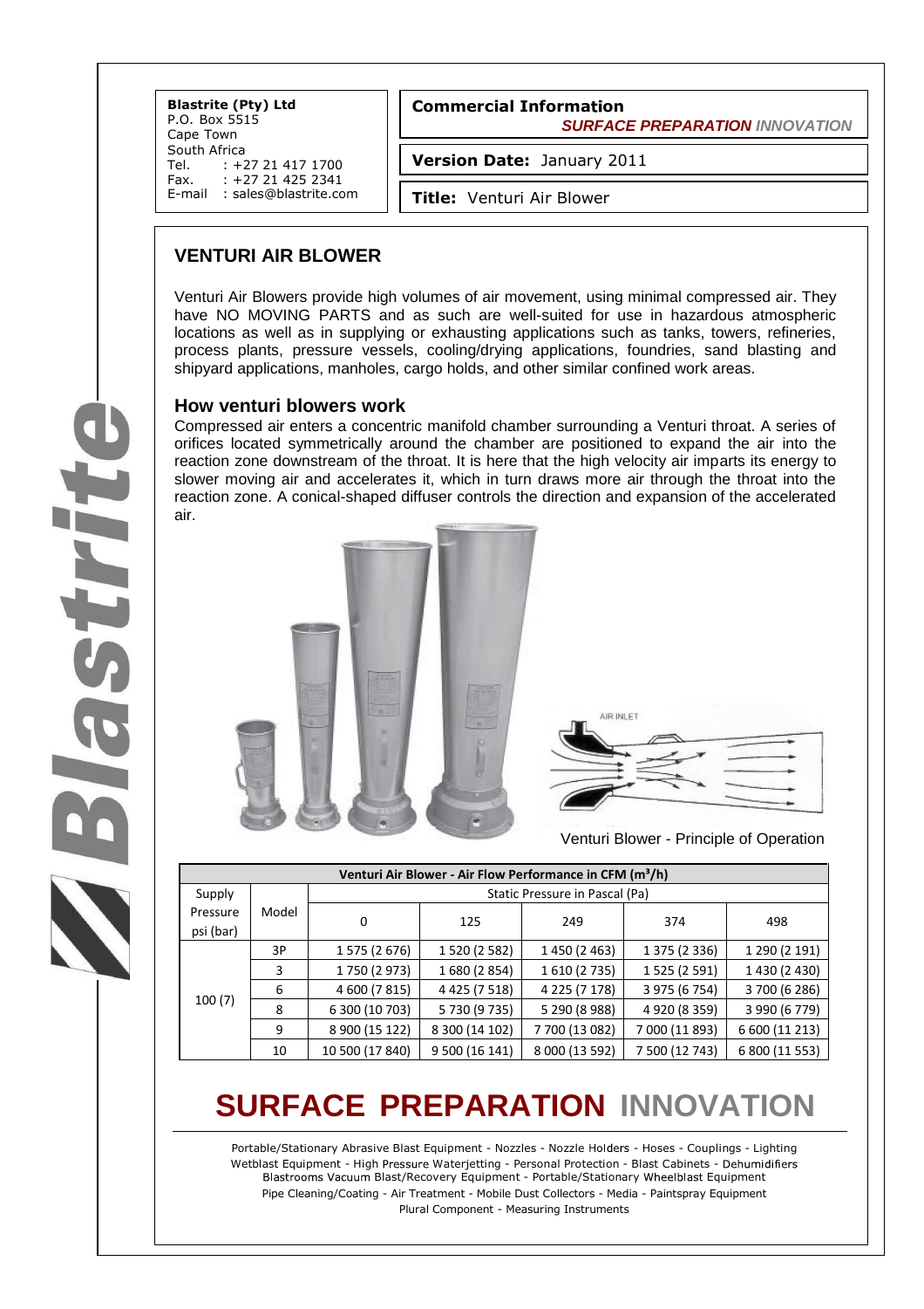**Blastrite (Pty) Ltd**
P.O. Box 5515
Cape Town
South Africa
Tel. : +27 21 417 1700
Fax. : +27 21 425 2341
E-mail : sales@blastrite.com

**Commercial Information**
***SURFACE PREPARATION** INNOVATION*

**Version Date:** January 2011

**Title:** Venturi Air Blower

## VENTURI AIR BLOWER

Venturi Air Blowers provide high volumes of air movement, using minimal compressed air. They have NO MOVING PARTS and as such are well-suited for use in hazardous atmospheric locations as well as in supplying or exhausting applications such as tanks, towers, refineries, process plants, pressure vessels, cooling/drying applications, foundries, sand blasting and shipyard applications, manholes, cargo holds, and other similar confined work areas.

### How venturi blowers work

Compressed air enters a concentric manifold chamber surrounding a Venturi throat. A series of orifices located symmetrically around the chamber are positioned to expand the air into the reaction zone downstream of the throat. It is here that the high velocity air imparts its energy to slower moving air and accelerates it, which in turn draws more air through the throat into the reaction zone. A conical-shaped diffuser controls the direction and expansion of the accelerated air.

Venturi Blower - Principle of Operation

| Venturi Air Blower - Air Flow Performance in CFM ($m^3/h$) | | | | | | |
|---|---|---|---|---|---|---|
| Supply Pressure psi (bar) | Model | Static Pressure in Pascal (Pa) | | | | |
| | | 0 | 125 | 249 | 374 | 498 |
| 100 (7) | 3P | 1 575 (2 676) | 1 520 (2 582) | 1 450 (2 463) | 1 375 (2 336) | 1 290 (2 191) |
| | 3 | 1 750 (2 973) | 1 680 (2 854) | 1 610 (2 735) | 1 525 (2 591) | 1 430 (2 430) |
| | 6 | 4 600 (7 815) | 4 425 (7 518) | 4 225 (7 178) | 3 975 (6 754) | 3 700 (6 286) |
| | 8 | 6 300 (10 703) | 5 730 (9 735) | 5 290 (8 988) | 4 920 (8 359) | 3 990 (6 779) |
| | 9 | 8 900 (15 122) | 8 300 (14 102) | 7 700 (13 082) | 7 000 (11 893) | 6 600 (11 213) |
| | 10 | 10 500 (17 840) | 9 500 (16 141) | 8 000 (13 592) | 7 500 (12 743) | 6 800 (11 553) |

# SURFACE PREPARATION INNOVATION

Portable/Stationary Abrasive Blast Equipment - Nozzles - Nozzle Holders - Hoses - Couplings - Lighting
Wetblast Equipment - High Pressure Waterjetting - Personal Protection - Blast Cabinets - Dehumidifiers
Blastrooms Vacuum Blast/Recovery Equipment - Portable/Stationary Wheelblast Equipment
Pipe Cleaning/Coating - Air Treatment - Mobile Dust Collectors - Media - Paintspray Equipment
Plural Component - Measuring Instruments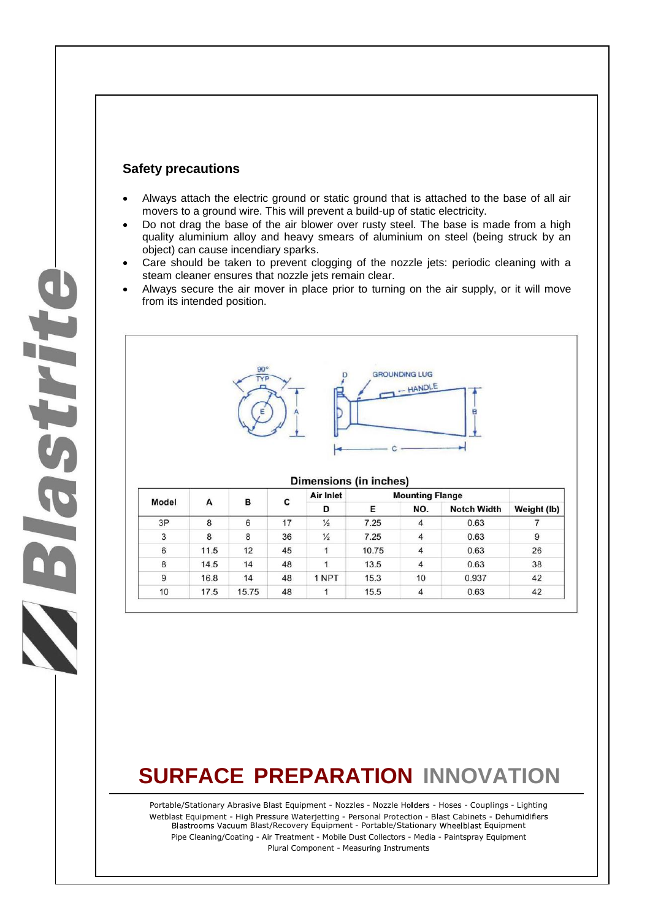## Safety precautions

- Always attach the electric ground or static ground that is attached to the base of all air movers to a ground wire. This will prevent a build-up of static electricity.
- Do not drag the base of the air blower over rusty steel. The base is made from a high quality aluminium alloy and heavy smears of aluminium on steel (being struck by an object) can cause incendiary sparks.
- Care should be taken to prevent clogging of the nozzle jets: periodic cleaning with a steam cleaner ensures that nozzle jets remain clear.
- Always secure the air mover in place prior to turning on the air supply, or it will move from its intended position.

90° TYP

E

A

D

GROUNDING LUG

HANDLE

B

C

**Dimensions (in inches)**

| Model | A | B | C | Air Inlet | Mounting Flange | | | Weight (lb) |
|---|---|---|---|---|---|---|---|---|
| | | | | D | E | NO. | Notch Width | |
| 3P | 8 | 6 | 17 | ½ | 7.25 | 4 | 0.63 | 7 |
| 3 | 8 | 8 | 36 | ½ | 7.25 | 4 | 0.63 | 9 |
| 6 | 11.5 | 12 | 45 | 1 | 10.75 | 4 | 0.63 | 26 |
| 8 | 14.5 | 14 | 48 | 1 | 13.5 | 4 | 0.63 | 38 |
| 9 | 16.8 | 14 | 48 | 1 NPT | 15.3 | 10 | 0.937 | 42 |
| 10 | 17.5 | 15.75 | 48 | 1 | 15.5 | 4 | 0.63 | 42 |

# SURFACE PREPARATION INNOVATION

Portable/Stationary Abrasive Blast Equipment - Nozzles - Nozzle Holders - Hoses - Couplings - Lighting
Wetblast Equipment - High Pressure Waterjetting - Personal Protection - Blast Cabinets - Dehumidifiers
Blastrooms Vacuum Blast/Recovery Equipment - Portable/Stationary Wheelblast Equipment
Pipe Cleaning/Coating - Air Treatment - Mobile Dust Collectors - Media - Paintspray Equipment
Plural Component - Measuring Instruments